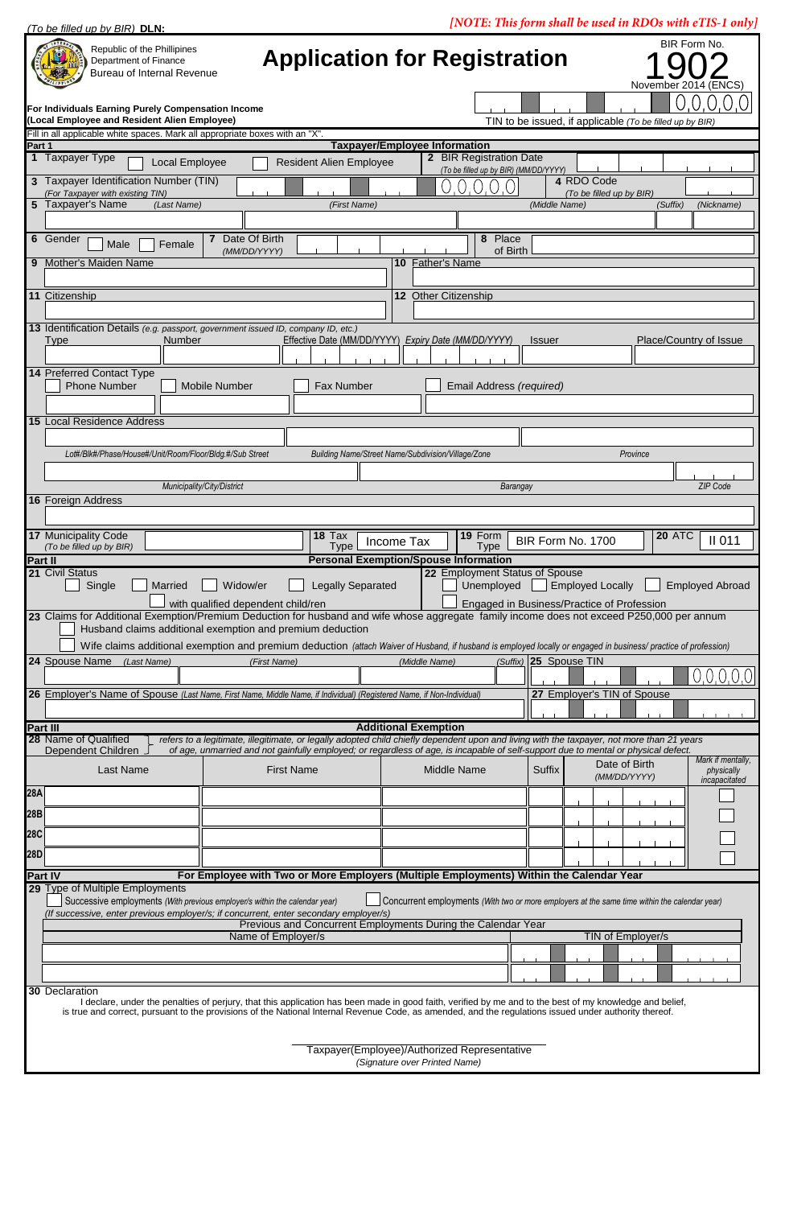*(To be filled up by BIR)* **DLN:**

***[NOTE: This form shall be used in RDOs with eTIS-1 only]***

Republic of the Phillipines
Department of Finance
Bureau of Internal Revenue

# Application for Registration

BIR Form No.
**1902**
November 2014 (ENCS)

**For Individuals Earning Purely Compensation Income**
**(Local Employee and Resident Alien Employee)**

0 0 0 0 0
TIN to be issued, if applicable *(To be filled up by BIR)*

Fill in all applicable white spaces. Mark all appropriate boxes with an "X".

## Part 1 — Taxpayer/Employee Information

**1** Taxpayer Type ☐ Local Employee ☐ Resident Alien Employee

**2** BIR Registration Date *(To be filled up by BIR) (MM/DD/YYYY)*

**3** Taxpayer Identification Number (TIN) *(For Taxpayer with existing TIN)* 0 0 0 0 0

**4** RDO Code *(To be filled up by BIR)*

**5** Taxpayer's Name *(Last Name)* *(First Name)* *(Middle Name)* *(Suffix)* *(Nickname)*

**6** Gender ☐ Male ☐ Female

**7** Date Of Birth *(MM/DD/YYYY)*

**8** Place of Birth

**9** Mother's Maiden Name

**10** Father's Name

**11** Citizenship

**12** Other Citizenship

**13** Identification Details *(e.g. passport, government issued ID, company ID, etc.)*
Type | Number | Effective Date (MM/DD/YYYY) | *Expiry Date (MM/DD/YYYY)* | Issuer | Place/Country of Issue

**14** Preferred Contact Type
☐ Phone Number ☐ Mobile Number ☐ Fax Number ☐ Email Address *(required)*

**15** Local Residence Address
*Lot#/Blk#/Phase/House#/Unit/Room/Floor/Bldg.#/Sub Street* | *Building Name/Street Name/Subdivision/Village/Zone* | *Province*
*Municipality/City/District* | *Barangay* | *ZIP Code*

**16** Foreign Address

**17** Municipality Code *(To be filled up by BIR)*

**18** Tax Type: Income Tax

**19** Form Type: BIR Form No. 1700

**20** ATC: II 011

## Part II — Personal Exemption/Spouse Information

**21** Civil Status
☐ Single ☐ Married ☐ Widow/er ☐ Legally Separated
☐ with qualified dependent child/ren

**22** Employment Status of Spouse
☐ Unemployed ☐ Employed Locally ☐ Employed Abroad
☐ Engaged in Business/Practice of Profession

**23** Claims for Additional Exemption/Premium Deduction for husband and wife whose aggregate family income does not exceed P250,000 per annum
☐ Husband claims additional exemption and premium deduction
☐ Wife claims additional exemption and premium deduction *(attach Waiver of Husband, if husband is employed locally or engaged in business/ practice of profession)*

**24** Spouse Name *(Last Name)* *(First Name)* *(Middle Name)* *(Suffix)*

**25** Spouse TIN 0 0 0 0 0

**26** Employer's Name of Spouse *(Last Name, First Name, Middle Name, if Individual) (Registered Name, if Non-Individual)*

**27** Employer's TIN of Spouse

## Part III — Additional Exemption

**28** Name of Qualified Dependent Children — *refers to a legitimate, illegitimate, or legally adopted child chiefly dependent upon and living with the taxpayer, not more than 21 years of age, unmarried and not gainfully employed; or regardless of age, is incapable of self-support due to mental or physical defect.*

| | Last Name | First Name | Middle Name | Suffix | Date of Birth *(MM/DD/YYYY)* | *Mark if mentally, physically incapacitated* |
|---|---|---|---|---|---|---|
| 28A | | | | | | ☐ |
| 28B | | | | | | ☐ |
| 28C | | | | | | ☐ |
| 28D | | | | | | ☐ |

## Part IV — For Employee with Two or More Employers (Multiple Employments) Within the Calendar Year

**29** Type of Multiple Employments
☐ Successive employments *(With previous employer/s within the calendar year)* ☐ Concurrent employments *(With two or more employers at the same time within the calendar year)*
*(If successive, enter previous employer/s; if concurrent, enter secondary employer/s)*

Previous and Concurrent Employments During the Calendar Year

| Name of Employer/s | TIN of Employer/s |
|---|---|
| | |
| | |

**30** Declaration

I declare, under the penalties of perjury, that this application has been made in good faith, verified by me and to the best of my knowledge and belief, is true and correct, pursuant to the provisions of the National Internal Revenue Code, as amended, and the regulations issued under authority thereof.

Taxpayer(Employee)/Authorized Representative
*(Signature over Printed Name)*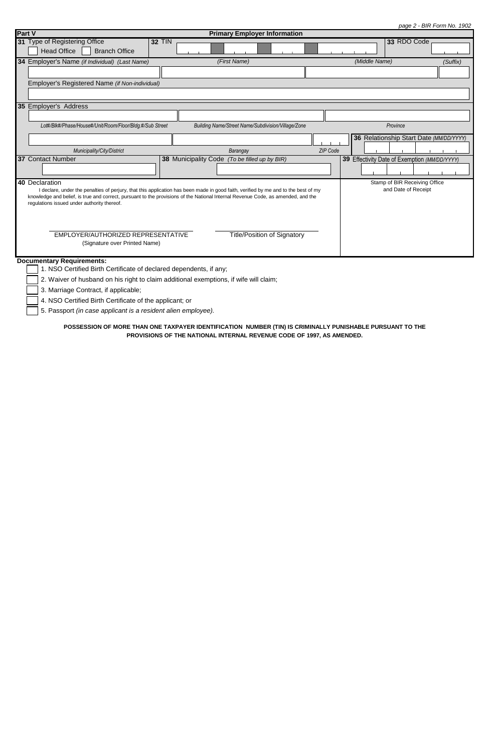## Part V — Primary Employer Information

**31** Type of Registering Office
☐ Head Office ☐ Branch Office

**32** TIN

**33** RDO Code

**34** Employer's Name *(if Individual)* *(Last Name)* *(First Name)* *(Middle Name)* *(Suffix)*

Employer's Registered Name *(if Non-individual)*

**35** Employer's Address

*Lot#/Blk#/Phase/House#/Unit/Room/Floor/Bldg.#/Sub Street* *Building Name/Street Name/Subdivision/Village/Zone* *Province*

*Municipality/City/District* *Barangay* *ZIP Code*

**36** Relationship Start Date *(MM/DD/YYYY)*

**37** Contact Number

**38** Municipality Code *(To be filled up by BIR)*

**39** Effectivity Date of Exemption *(MM/DD/YYYY)*

**40** Declaration

I declare, under the penalties of perjury, that this application has been made in good faith, verified by me and to the best of my knowledge and belief, is true and correct, pursuant to the provisions of the National Internal Revenue Code, as amended, and the regulations issued under authority thereof.

EMPLOYER/AUTHORIZED REPRESENTATIVE
(Signature over Printed Name)

Title/Position of Signatory

Stamp of BIR Receiving Office and Date of Receipt

**Documentary Requirements:**

☐ 1. NSO Certified Birth Certificate of declared dependents, if any;

☐ 2. Waiver of husband on his right to claim additional exemptions, if wife will claim;

☐ 3. Marriage Contract, if applicable;

☐ 4. NSO Certified Birth Certificate of the applicant; or

☐ 5. Passport *(in case applicant is a resident alien employee).*

**POSSESSION OF MORE THAN ONE TAXPAYER IDENTIFICATION NUMBER (TIN) IS CRIMINALLY PUNISHABLE PURSUANT TO THE PROVISIONS OF THE NATIONAL INTERNAL REVENUE CODE OF 1997, AS AMENDED.**